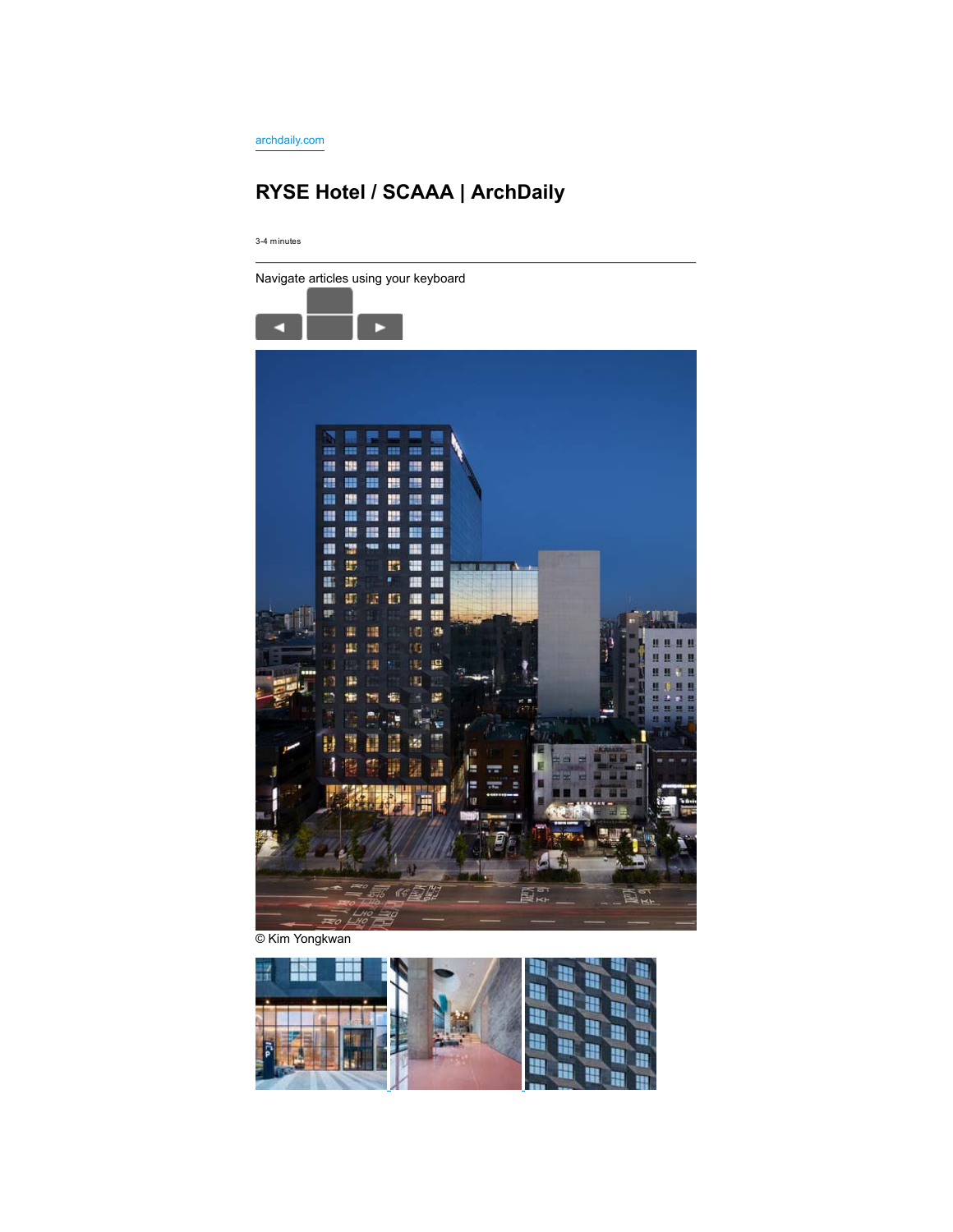archdaily.com

# RYSE Hotel / SCAAA | ArchDaily

3-4 minutes

---

Navigate articles using your keyboard

© Kim Yongkwan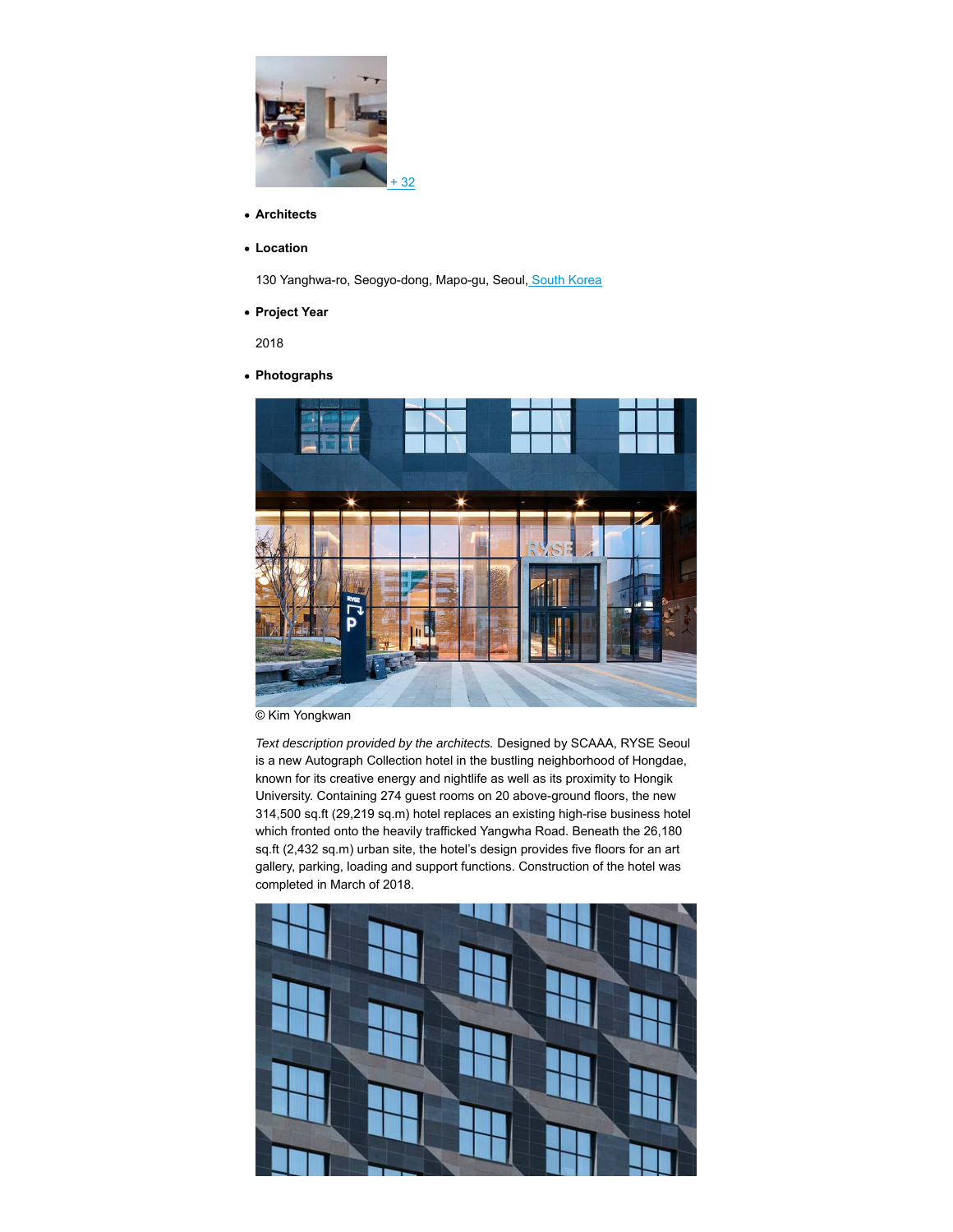[+ 32](#)

- **Architects**

- **Location**

  130 Yanghwa-ro, Seogyo-dong, Mapo-gu, Seoul, [South Korea](#)

- **Project Year**

  2018

- **Photographs**

© Kim Yongkwan

*Text description provided by the architects.* Designed by SCAAA, RYSE Seoul is a new Autograph Collection hotel in the bustling neighborhood of Hongdae, known for its creative energy and nightlife as well as its proximity to Hongik University. Containing 274 guest rooms on 20 above-ground floors, the new 314,500 sq.ft (29,219 sq.m) hotel replaces an existing high-rise business hotel which fronted onto the heavily trafficked Yangwha Road. Beneath the 26,180 sq.ft (2,432 sq.m) urban site, the hotel's design provides five floors for an art gallery, parking, loading and support functions. Construction of the hotel was completed in March of 2018.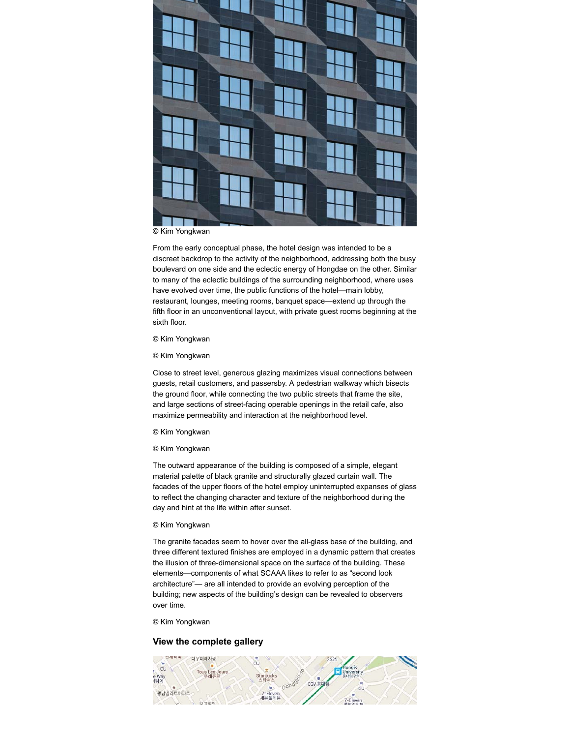© Kim Yongkwan

From the early conceptual phase, the hotel design was intended to be a discreet backdrop to the activity of the neighborhood, addressing both the busy boulevard on one side and the eclectic energy of Hongdae on the other. Similar to many of the eclectic buildings of the surrounding neighborhood, where uses have evolved over time, the public functions of the hotel—main lobby, restaurant, lounges, meeting rooms, banquet space—extend up through the fifth floor in an unconventional layout, with private guest rooms beginning at the sixth floor.

© Kim Yongkwan

© Kim Yongkwan

Close to street level, generous glazing maximizes visual connections between guests, retail customers, and passersby. A pedestrian walkway which bisects the ground floor, while connecting the two public streets that frame the site, and large sections of street-facing operable openings in the retail cafe, also maximize permeability and interaction at the neighborhood level.

© Kim Yongkwan

© Kim Yongkwan

The outward appearance of the building is composed of a simple, elegant material palette of black granite and structurally glazed curtain wall. The facades of the upper floors of the hotel employ uninterrupted expanses of glass to reflect the changing character and texture of the neighborhood during the day and hint at the life within after sunset.

© Kim Yongkwan

The granite facades seem to hover over the all-glass base of the building, and three different textured finishes are employed in a dynamic pattern that creates the illusion of three-dimensional space on the surface of the building. These elements—components of what SCAAA likes to refer to as "second look architecture"— are all intended to provide an evolving perception of the building; new aspects of the building's design can be revealed to observers over time.

© Kim Yongkwan

**View the complete gallery**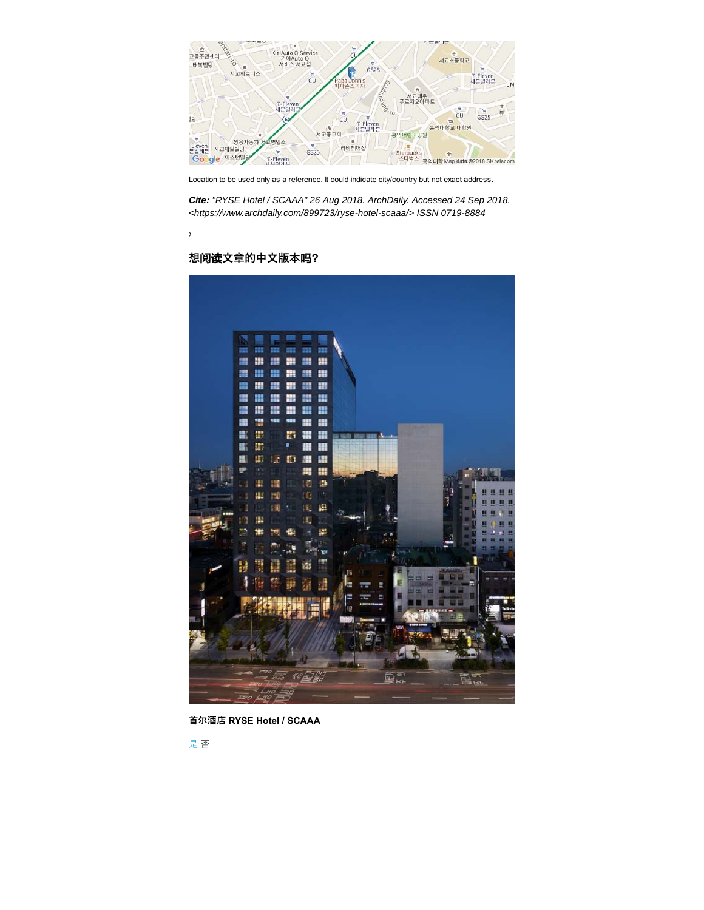Location to be used only as a reference. It could indicate city/country but not exact address.

***Cite:*** *"RYSE Hotel / SCAAA" 26 Aug 2018. ArchDaily. Accessed 24 Sep 2018. <https://www.archdaily.com/899723/ryse-hotel-scaaa/> ISSN 0719-8884*

›

### 想阅读文章的中文版本吗?

**首尔酒店 RYSE Hotel / SCAAA**

是 否